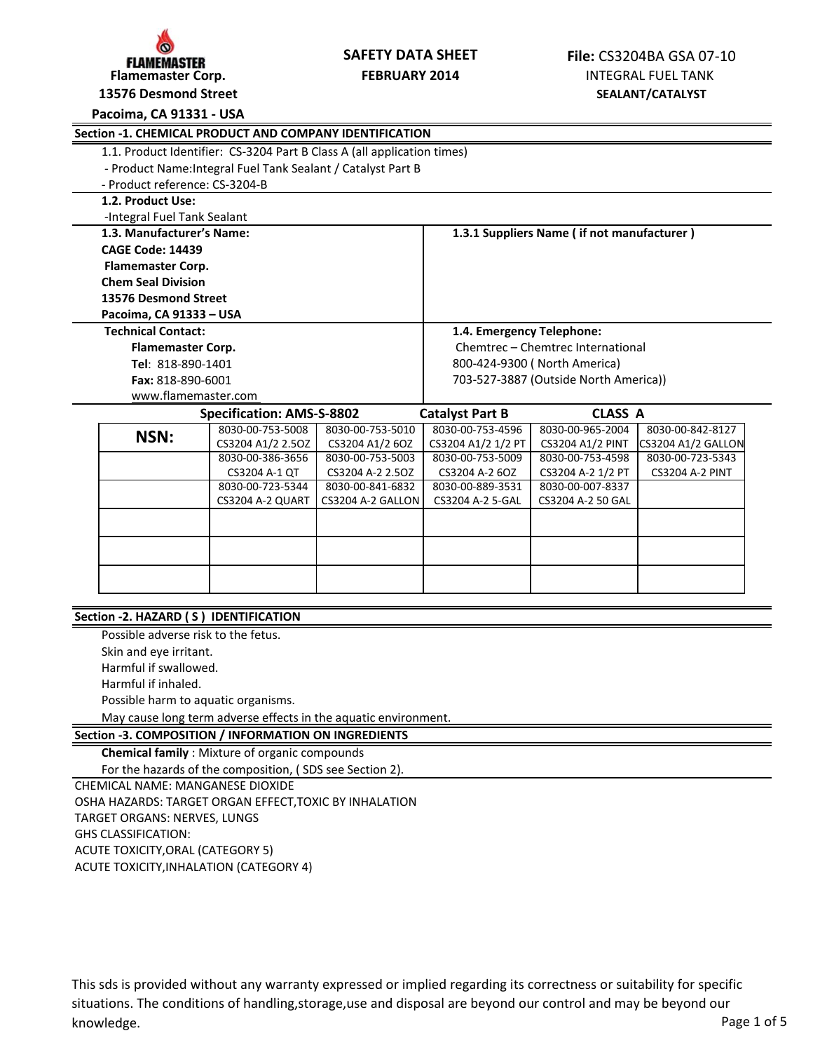**FLAMEMASTER**
**Flamemaster Corp.**
**13576 Desmond Street**
**Pacoima, CA 91331 - USA**

**SAFETY DATA SHEET**
**FEBRUARY 2014**

**File:** CS3204BA GSA 07-10
INTEGRAL FUEL TANK
**SEALANT/CATALYST**

## Section -1. CHEMICAL PRODUCT AND COMPANY IDENTIFICATION

1.1. Product Identifier: CS-3204 Part B Class A (all application times)
- Product Name:Integral Fuel Tank Sealant / Catalyst Part B
- Product reference: CS-3204-B

**1.2. Product Use:**
-Integral Fuel Tank Sealant

| **1.3. Manufacturer's Name:** | **1.3.1 Suppliers Name ( if not manufacturer )** |
|---|---|
| **CAGE Code: 14439**<br>**Flamemaster Corp.**<br>**Chem Seal Division**<br>**13576 Desmond Street**<br>**Pacoima, CA 91333 – USA** | |
| **Technical Contact:**<br>**Flamemaster Corp.**<br>**Tel**: 818-890-1401<br>**Fax:** 818-890-6001<br>www.flamemaster.com | **1.4. Emergency Telephone:**<br>Chemtrec – Chemtrec International<br>800-424-9300 ( North America)<br>703-527-3887 (Outside North America)) |

**Specification: AMS-S-8802** **Catalyst Part B** **CLASS A**

| **NSN:** | | | | | |
|---|---|---|---|---|---|
| | 8030-00-753-5008<br>CS3204 A1/2 2.5OZ | 8030-00-753-5010<br>CS3204 A1/2 6OZ | 8030-00-753-4596<br>CS3204 A1/2 1/2 PT | 8030-00-965-2004<br>CS3204 A1/2 PINT | 8030-00-842-8127<br>CS3204 A1/2 GALLON |
| | 8030-00-386-3656<br>CS3204 A-1 QT | 8030-00-753-5003<br>CS3204 A-2 2.5OZ | 8030-00-753-5009<br>CS3204 A-2 6OZ | 8030-00-753-4598<br>CS3204 A-2 1/2 PT | 8030-00-723-5343<br>CS3204 A-2 PINT |
| | 8030-00-723-5344<br>CS3204 A-2 QUART | 8030-00-841-6832<br>CS3204 A-2 GALLON | 8030-00-889-3531<br>CS3204 A-2 5-GAL | 8030-00-007-8337<br>CS3204 A-2 50 GAL | |
| | | | | | |
| | | | | | |
| | | | | | |

## Section -2. HAZARD ( S ) IDENTIFICATION

Possible adverse risk to the fetus.
Skin and eye irritant.
Harmful if swallowed.
Harmful if inhaled.
Possible harm to aquatic organisms.
May cause long term adverse effects in the aquatic environment.

## Section -3. COMPOSITION / INFORMATION ON INGREDIENTS

**Chemical family** : Mixture of organic compounds
For the hazards of the composition, ( SDS see Section 2).

CHEMICAL NAME: MANGANESE DIOXIDE
OSHA HAZARDS: TARGET ORGAN EFFECT,TOXIC BY INHALATION
TARGET ORGANS: NERVES, LUNGS
GHS CLASSIFICATION:
ACUTE TOXICITY,ORAL (CATEGORY 5)
ACUTE TOXICITY,INHALATION (CATEGORY 4)

This sds is provided without any warranty expressed or implied regarding its correctness or suitability for specific situations. The conditions of handling,storage,use and disposal are beyond our control and may be beyond our knowledge.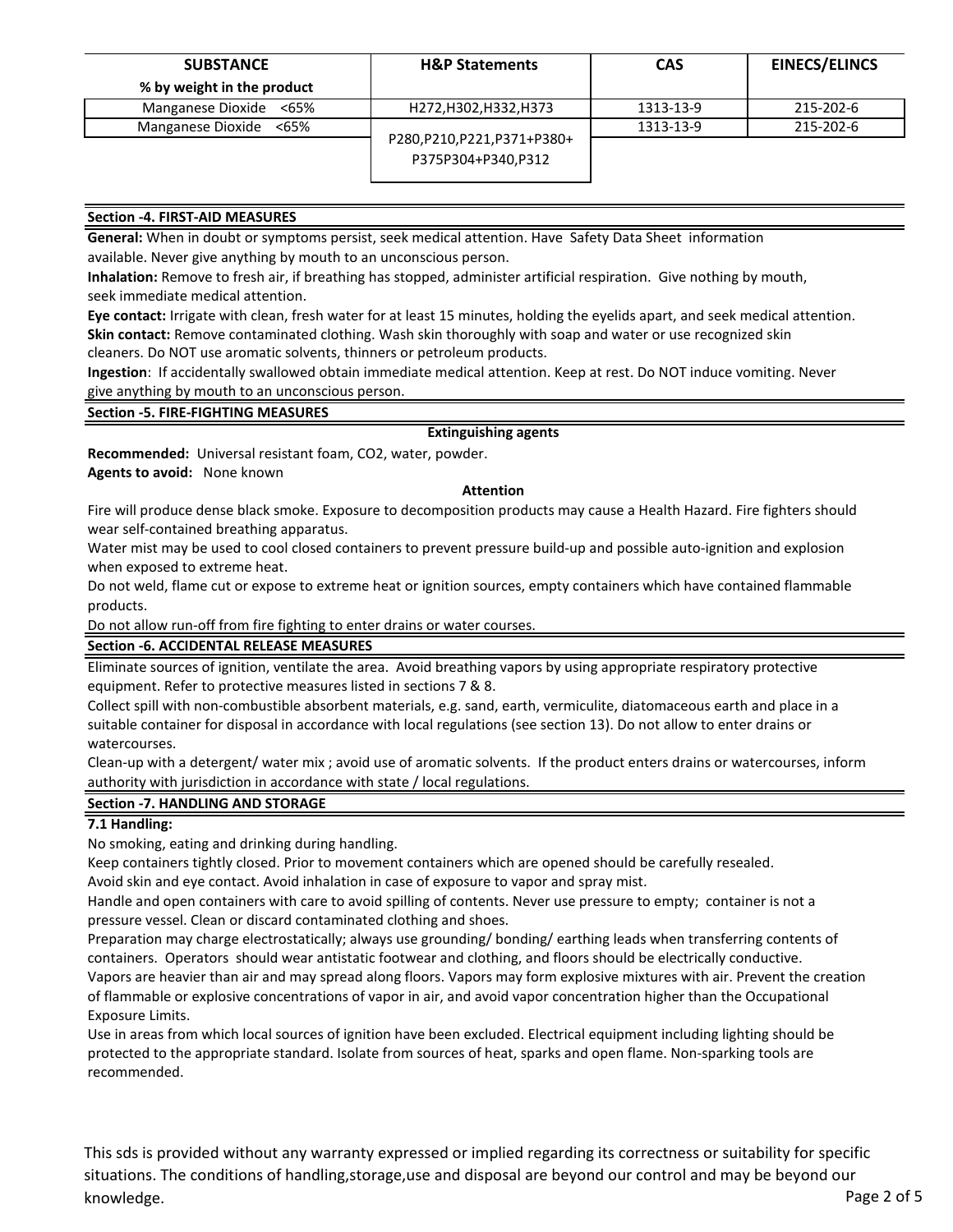| SUBSTANCE<br>% by weight in the product | H&P Statements | CAS | EINECS/ELINCS |
|---|---|---|---|
| Manganese Dioxide <65% | H272,H302,H332,H373 | 1313-13-9 | 215-202-6 |
| Manganese Dioxide <65% | P280,P210,P221,P371+P380+ P375P304+P340,P312 | 1313-13-9 | 215-202-6 |

## Section -4. FIRST-AID MEASURES

**General:** When in doubt or symptoms persist, seek medical attention. Have Safety Data Sheet information available. Never give anything by mouth to an unconscious person.

**Inhalation:** Remove to fresh air, if breathing has stopped, administer artificial respiration. Give nothing by mouth, seek immediate medical attention.

**Eye contact:** Irrigate with clean, fresh water for at least 15 minutes, holding the eyelids apart, and seek medical attention.

**Skin contact:** Remove contaminated clothing. Wash skin thoroughly with soap and water or use recognized skin cleaners. Do NOT use aromatic solvents, thinners or petroleum products.

**Ingestion**: If accidentally swallowed obtain immediate medical attention. Keep at rest. Do NOT induce vomiting. Never give anything by mouth to an unconscious person.

## Section -5. FIRE-FIGHTING MEASURES

**Extinguishing agents**

**Recommended:** Universal resistant foam, CO2, water, powder.

**Agents to avoid:** None known

**Attention**

Fire will produce dense black smoke. Exposure to decomposition products may cause a Health Hazard. Fire fighters should wear self-contained breathing apparatus.

Water mist may be used to cool closed containers to prevent pressure build-up and possible auto-ignition and explosion when exposed to extreme heat.

Do not weld, flame cut or expose to extreme heat or ignition sources, empty containers which have contained flammable products.

Do not allow run-off from fire fighting to enter drains or water courses.

## Section -6. ACCIDENTAL RELEASE MEASURES

Eliminate sources of ignition, ventilate the area. Avoid breathing vapors by using appropriate respiratory protective equipment. Refer to protective measures listed in sections 7 & 8.

Collect spill with non-combustible absorbent materials, e.g. sand, earth, vermiculite, diatomaceous earth and place in a suitable container for disposal in accordance with local regulations (see section 13). Do not allow to enter drains or watercourses.

Clean-up with a detergent/ water mix ; avoid use of aromatic solvents. If the product enters drains or watercourses, inform authority with jurisdiction in accordance with state / local regulations.

## Section -7. HANDLING AND STORAGE

### 7.1 Handling:

No smoking, eating and drinking during handling.

Keep containers tightly closed. Prior to movement containers which are opened should be carefully resealed.

Avoid skin and eye contact. Avoid inhalation in case of exposure to vapor and spray mist.

Handle and open containers with care to avoid spilling of contents. Never use pressure to empty; container is not a pressure vessel. Clean or discard contaminated clothing and shoes.

Preparation may charge electrostatically; always use grounding/ bonding/ earthing leads when transferring contents of containers. Operators should wear antistatic footwear and clothing, and floors should be electrically conductive.

Vapors are heavier than air and may spread along floors. Vapors may form explosive mixtures with air. Prevent the creation of flammable or explosive concentrations of vapor in air, and avoid vapor concentration higher than the Occupational Exposure Limits.

Use in areas from which local sources of ignition have been excluded. Electrical equipment including lighting should be protected to the appropriate standard. Isolate from sources of heat, sparks and open flame. Non-sparking tools are recommended.

This sds is provided without any warranty expressed or implied regarding its correctness or suitability for specific situations. The conditions of handling,storage,use and disposal are beyond our control and may be beyond our knowledge.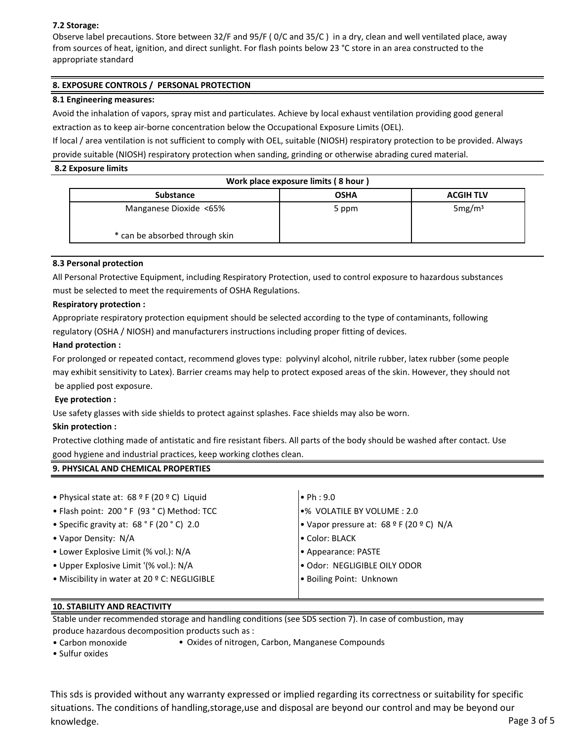**7.2 Storage:**

Observe label precautions. Store between 32/F and 95/F ( 0/C and 35/C ) in a dry, clean and well ventilated place, away from sources of heat, ignition, and direct sunlight. For flash points below 23 °C store in an area constructed to the appropriate standard

## 8. EXPOSURE CONTROLS / PERSONAL PROTECTION

**8.1 Engineering measures:**

Avoid the inhalation of vapors, spray mist and particulates. Achieve by local exhaust ventilation providing good general extraction as to keep air-borne concentration below the Occupational Exposure Limits (OEL).

If local / area ventilation is not sufficient to comply with OEL, suitable (NIOSH) respiratory protection to be provided. Always provide suitable (NIOSH) respiratory protection when sanding, grinding or otherwise abrading cured material.

**8.2 Exposure limits**

**Work place exposure limits ( 8 hour )**

| Substance | OSHA | ACGIH TLV |
|---|---|---|
| Manganese Dioxide <65%<br><br>* can be absorbed through skin | 5 ppm | 5mg/m³ |

**8.3 Personal protection**

All Personal Protective Equipment, including Respiratory Protection, used to control exposure to hazardous substances must be selected to meet the requirements of OSHA Regulations.

**Respiratory protection :**

Appropriate respiratory protection equipment should be selected according to the type of contaminants, following regulatory (OSHA / NIOSH) and manufacturers instructions including proper fitting of devices.

**Hand protection :**

For prolonged or repeated contact, recommend gloves type: polyvinyl alcohol, nitrile rubber, latex rubber (some people may exhibit sensitivity to Latex). Barrier creams may help to protect exposed areas of the skin. However, they should not be applied post exposure.

**Eye protection :**

Use safety glasses with side shields to protect against splashes. Face shields may also be worn.

**Skin protection :**

Protective clothing made of antistatic and fire resistant fibers. All parts of the body should be washed after contact. Use good hygiene and industrial practices, keep working clothes clean.

## 9. PHYSICAL AND CHEMICAL PROPERTIES

- Physical state at: 68 º F (20 º C) Liquid
- Flash point: 200 ° F (93 ° C) Method: TCC
- Specific gravity at: 68 ° F (20 ° C) 2.0
- Vapor Density: N/A
- Lower Explosive Limit (% vol.): N/A
- Upper Explosive Limit '(% vol.): N/A
- Miscibility in water at 20 º C: NEGLIGIBLE
- Ph : 9.0
- % VOLATILE BY VOLUME : 2.0
- Vapor pressure at: 68 º F (20 º C) N/A
- Color: BLACK
- Appearance: PASTE
- Odor: NEGLIGIBLE OILY ODOR
- Boiling Point: Unknown

## 10. STABILITY AND REACTIVITY

Stable under recommended storage and handling conditions (see SDS section 7). In case of combustion, may produce hazardous decomposition products such as :

- Carbon monoxide
- Oxides of nitrogen, Carbon, Manganese Compounds
- Sulfur oxides

This sds is provided without any warranty expressed or implied regarding its correctness or suitability for specific situations. The conditions of handling,storage,use and disposal are beyond our control and may be beyond our knowledge.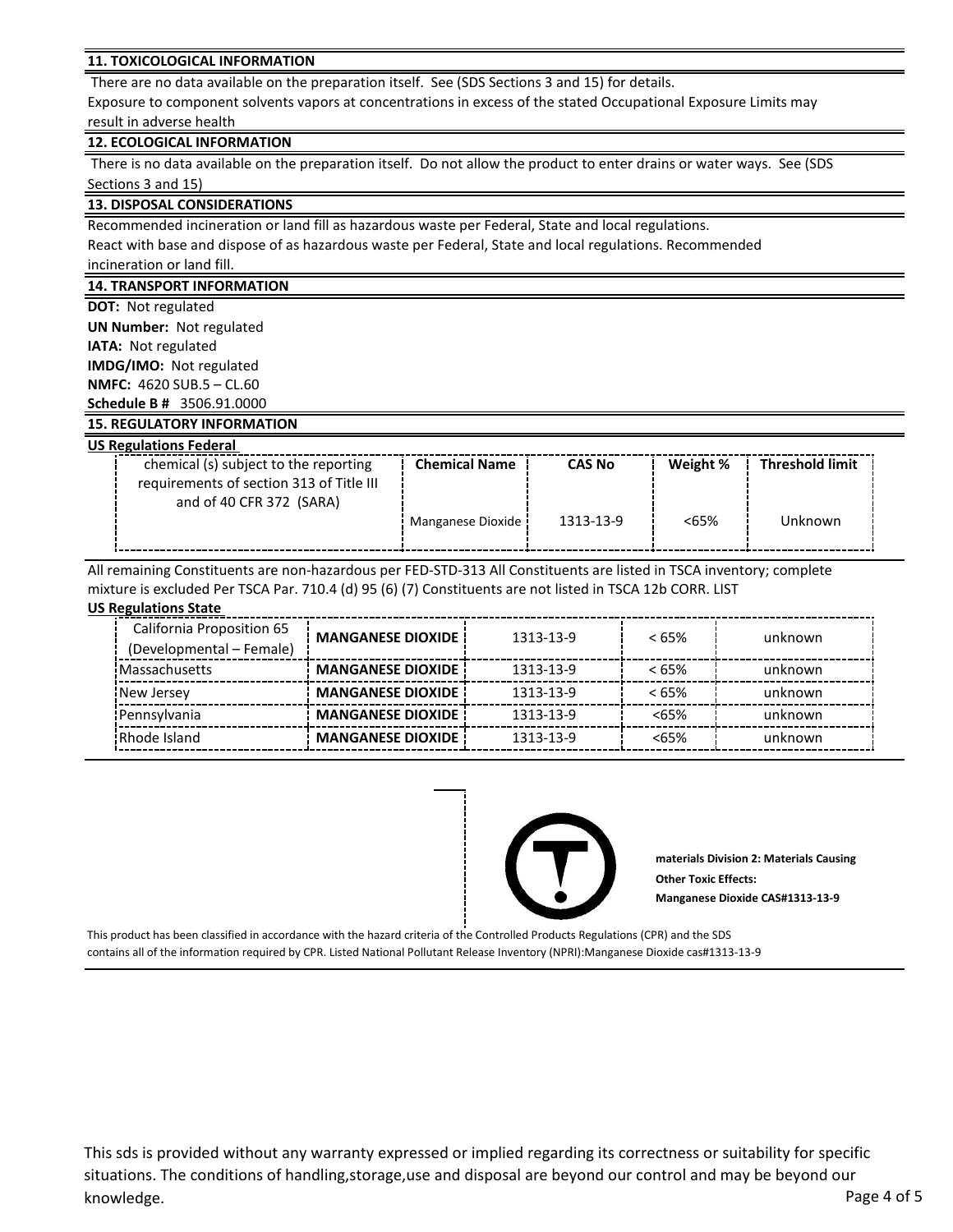## 11. TOXICOLOGICAL INFORMATION

There are no data available on the preparation itself. See (SDS Sections 3 and 15) for details.

Exposure to component solvents vapors at concentrations in excess of the stated Occupational Exposure Limits may result in adverse health

## 12. ECOLOGICAL INFORMATION

There is no data available on the preparation itself. Do not allow the product to enter drains or water ways. See (SDS Sections 3 and 15)

## 13. DISPOSAL CONSIDERATIONS

Recommended incineration or land fill as hazardous waste per Federal, State and local regulations.

React with base and dispose of as hazardous waste per Federal, State and local regulations. Recommended incineration or land fill.

## 14. TRANSPORT INFORMATION

**DOT:** Not regulated

**UN Number:** Not regulated

**IATA:** Not regulated

**IMDG/IMO:** Not regulated

**NMFC:** 4620 SUB.5 – CL.60

**Schedule B #** 3506.91.0000

## 15. REGULATORY INFORMATION

**US Regulations Federal**

| chemical (s) subject to the reporting requirements of section 313 of Title III and of 40 CFR 372 (SARA) | Chemical Name | CAS No | Weight % | Threshold limit |
|---|---|---|---|---|
| | Manganese Dioxide | 1313-13-9 | <65% | Unknown |

All remaining Constituents are non-hazardous per FED-STD-313 All Constituents are listed in TSCA inventory; complete mixture is excluded Per TSCA Par. 710.4 (d) 95 (6) (7) Constituents are not listed in TSCA 12b CORR. LIST

**US Regulations State**

| | | | | |
|---|---|---|---|---|
| California Proposition 65 (Developmental – Female) | **MANGANESE DIOXIDE** | 1313-13-9 | < 65% | unknown |
| Massachusetts | **MANGANESE DIOXIDE** | 1313-13-9 | < 65% | unknown |
| New Jersey | **MANGANESE DIOXIDE** | 1313-13-9 | < 65% | unknown |
| Pennsylvania | **MANGANESE DIOXIDE** | 1313-13-9 | <65% | unknown |
| Rhode Island | **MANGANESE DIOXIDE** | 1313-13-9 | <65% | unknown |

**materials Division 2: Materials Causing Other Toxic Effects: Manganese Dioxide CAS#1313-13-9**

This product has been classified in accordance with the hazard criteria of the Controlled Products Regulations (CPR) and the SDS contains all of the information required by CPR. Listed National Pollutant Release Inventory (NPRI):Manganese Dioxide cas#1313-13-9

This sds is provided without any warranty expressed or implied regarding its correctness or suitability for specific situations. The conditions of handling,storage,use and disposal are beyond our control and may be beyond our knowledge.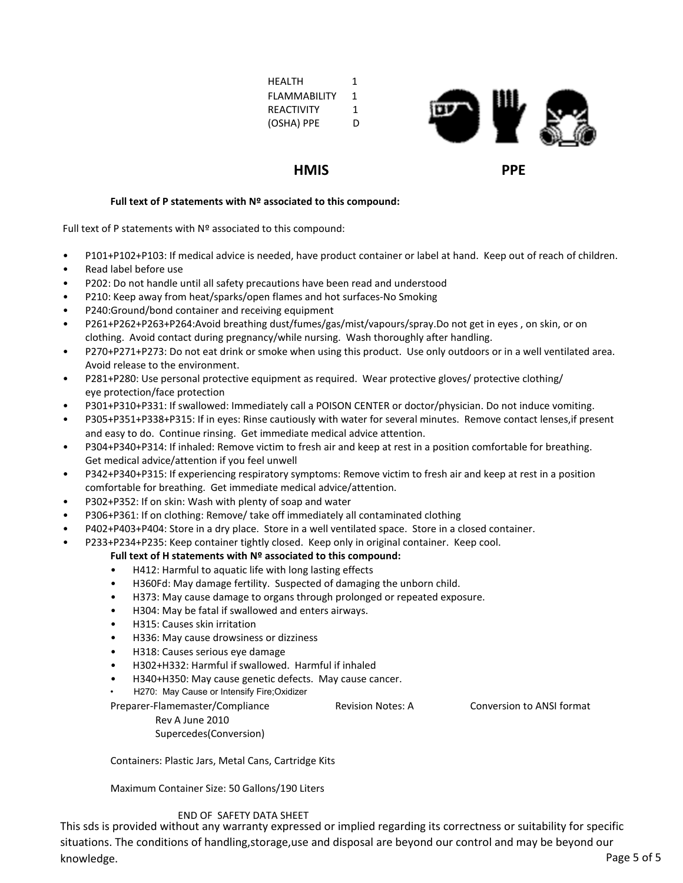| | |
|---|---|
| HEALTH | 1 |
| FLAMMABILITY | 1 |
| REACTIVITY | 1 |
| (OSHA) PPE | D |

**HMIS** **PPE**

**Full text of P statements with Nº associated to this compound:**

Full text of P statements with Nº associated to this compound:

- P101+P102+P103: If medical advice is needed, have product container or label at hand. Keep out of reach of children.
- Read label before use
- P202: Do not handle until all safety precautions have been read and understood
- P210: Keep away from heat/sparks/open flames and hot surfaces-No Smoking
- P240:Ground/bond container and receiving equipment
- P261+P262+P263+P264:Avoid breathing dust/fumes/gas/mist/vapours/spray.Do not get in eyes , on skin, or on clothing. Avoid contact during pregnancy/while nursing. Wash thoroughly after handling.
- P270+P271+P273: Do not eat drink or smoke when using this product. Use only outdoors or in a well ventilated area. Avoid release to the environment.
- P281+P280: Use personal protective equipment as required. Wear protective gloves/ protective clothing/ eye protection/face protection
- P301+P310+P331: If swallowed: Immediately call a POISON CENTER or doctor/physician. Do not induce vomiting.
- P305+P351+P338+P315: If in eyes: Rinse cautiously with water for several minutes. Remove contact lenses,if present and easy to do. Continue rinsing. Get immediate medical advice attention.
- P304+P340+P314: If inhaled: Remove victim to fresh air and keep at rest in a position comfortable for breathing. Get medical advice/attention if you feel unwell
- P342+P340+P315: If experiencing respiratory symptoms: Remove victim to fresh air and keep at rest in a position comfortable for breathing. Get immediate medical advice/attention.
- P302+P352: If on skin: Wash with plenty of soap and water
- P306+P361: If on clothing: Remove/ take off immediately all contaminated clothing
- P402+P403+P404: Store in a dry place. Store in a well ventilated space. Store in a closed container.
- P233+P234+P235: Keep container tightly closed. Keep only in original container. Keep cool.

**Full text of H statements with Nº associated to this compound:**

- H412: Harmful to aquatic life with long lasting effects
- H360Fd: May damage fertility. Suspected of damaging the unborn child.
- H373: May cause damage to organs through prolonged or repeated exposure.
- H304: May be fatal if swallowed and enters airways.
- H315: Causes skin irritation
- H336: May cause drowsiness or dizziness
- H318: Causes serious eye damage
- H302+H332: Harmful if swallowed. Harmful if inhaled
- H340+H350: May cause genetic defects. May cause cancer.
- H270: May Cause or Intensify Fire;Oxidizer

Preparer-Flamemaster/Compliance Revision Notes: A Conversion to ANSI format

Rev A June 2010

Supercedes(Conversion)

Containers: Plastic Jars, Metal Cans, Cartridge Kits

Maximum Container Size: 50 Gallons/190 Liters

END OF SAFETY DATA SHEET

This sds is provided without any warranty expressed or implied regarding its correctness or suitability for specific situations. The conditions of handling,storage,use and disposal are beyond our control and may be beyond our knowledge.